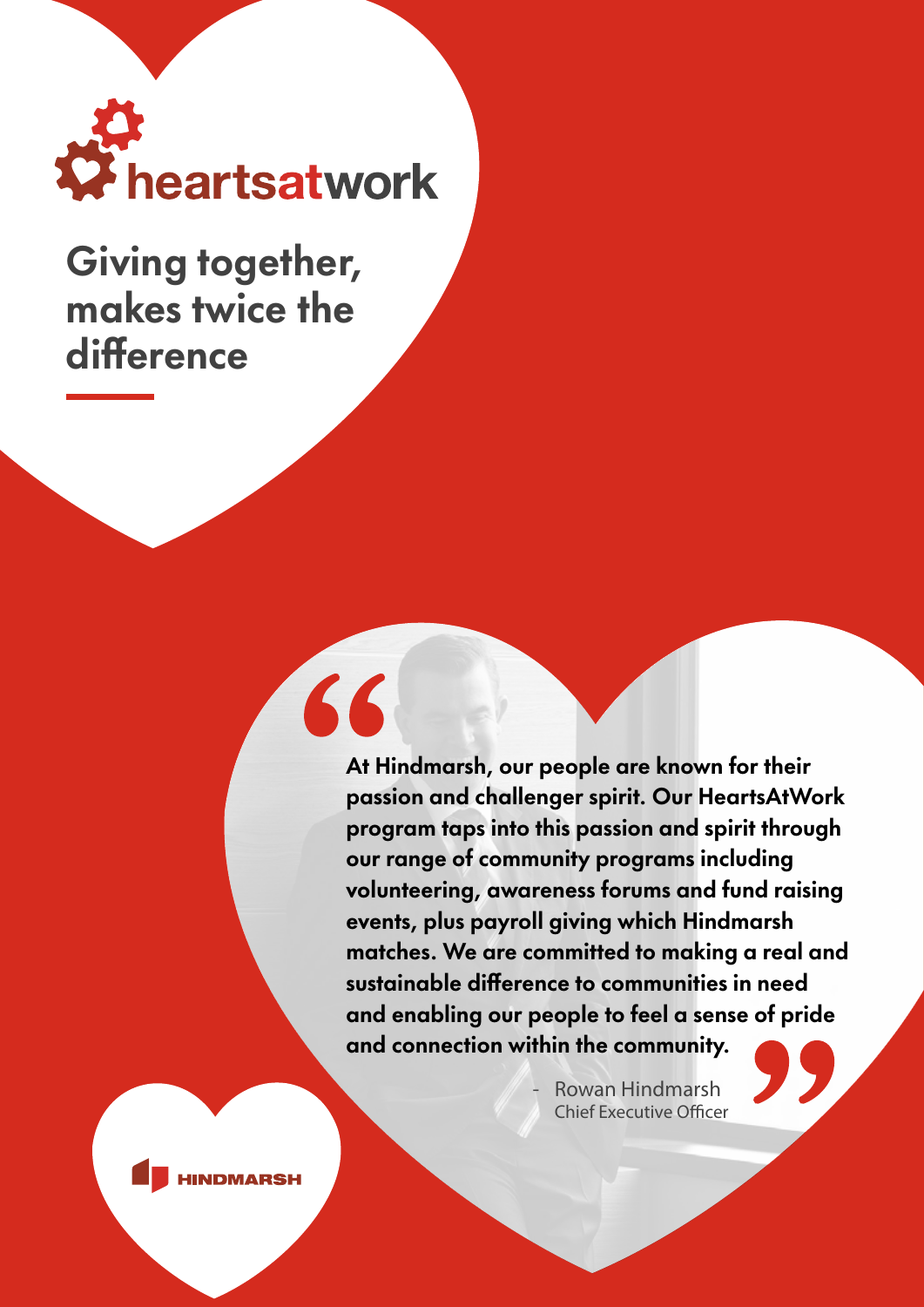heartsatwork

# Giving together, makes twice the difference

> At Hindmarsh, our people are known for their passion and challenger spirit. Our HeartsAtWork program taps into this passion and spirit through our range of community programs including volunteering, awareness forums and fund raising events, plus payroll giving which Hindmarsh matches. We are committed to making a real and sustainable difference to communities in need and enabling our people to feel a sense of pride and connection within the community.
>
> \- Rowan Hindmarsh
> Chief Executive Officer

HINDMARSH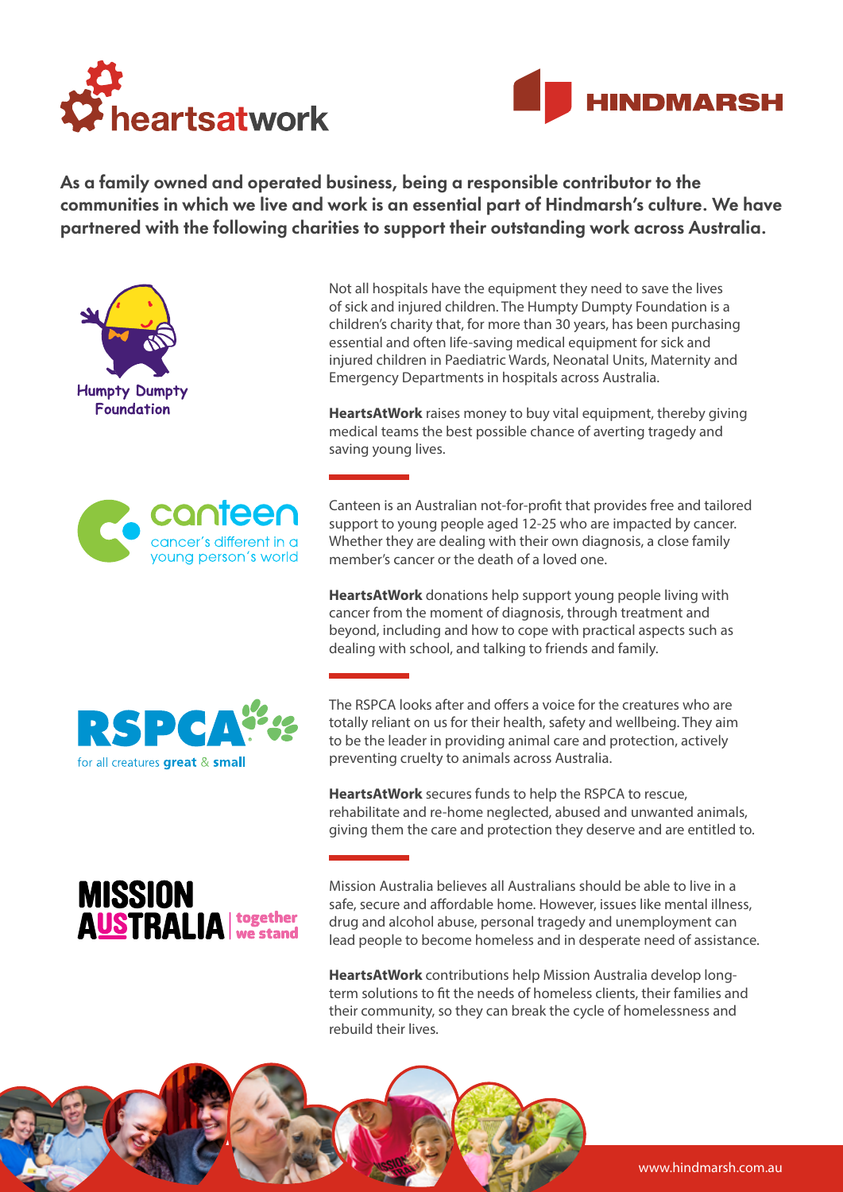As a family owned and operated business, being a responsible contributor to the communities in which we live and work is an essential part of Hindmarsh's culture. We have partnered with the following charities to support their outstanding work across Australia.

Not all hospitals have the equipment they need to save the lives of sick and injured children. The Humpty Dumpty Foundation is a children's charity that, for more than 30 years, has been purchasing essential and often life-saving medical equipment for sick and injured children in Paediatric Wards, Neonatal Units, Maternity and Emergency Departments in hospitals across Australia.

**HeartsAtWork** raises money to buy vital equipment, thereby giving medical teams the best possible chance of averting tragedy and saving young lives.

Canteen is an Australian not-for-profit that provides free and tailored support to young people aged 12-25 who are impacted by cancer. Whether they are dealing with their own diagnosis, a close family member's cancer or the death of a loved one.

**HeartsAtWork** donations help support young people living with cancer from the moment of diagnosis, through treatment and beyond, including and how to cope with practical aspects such as dealing with school, and talking to friends and family.

The RSPCA looks after and offers a voice for the creatures who are totally reliant on us for their health, safety and wellbeing. They aim to be the leader in providing animal care and protection, actively preventing cruelty to animals across Australia.

**HeartsAtWork** secures funds to help the RSPCA to rescue, rehabilitate and re-home neglected, abused and unwanted animals, giving them the care and protection they deserve and are entitled to.

Mission Australia believes all Australians should be able to live in a safe, secure and affordable home. However, issues like mental illness, drug and alcohol abuse, personal tragedy and unemployment can lead people to become homeless and in desperate need of assistance.

**HeartsAtWork** contributions help Mission Australia develop long-term solutions to fit the needs of homeless clients, their families and their community, so they can break the cycle of homelessness and rebuild their lives.

www.hindmarsh.com.au